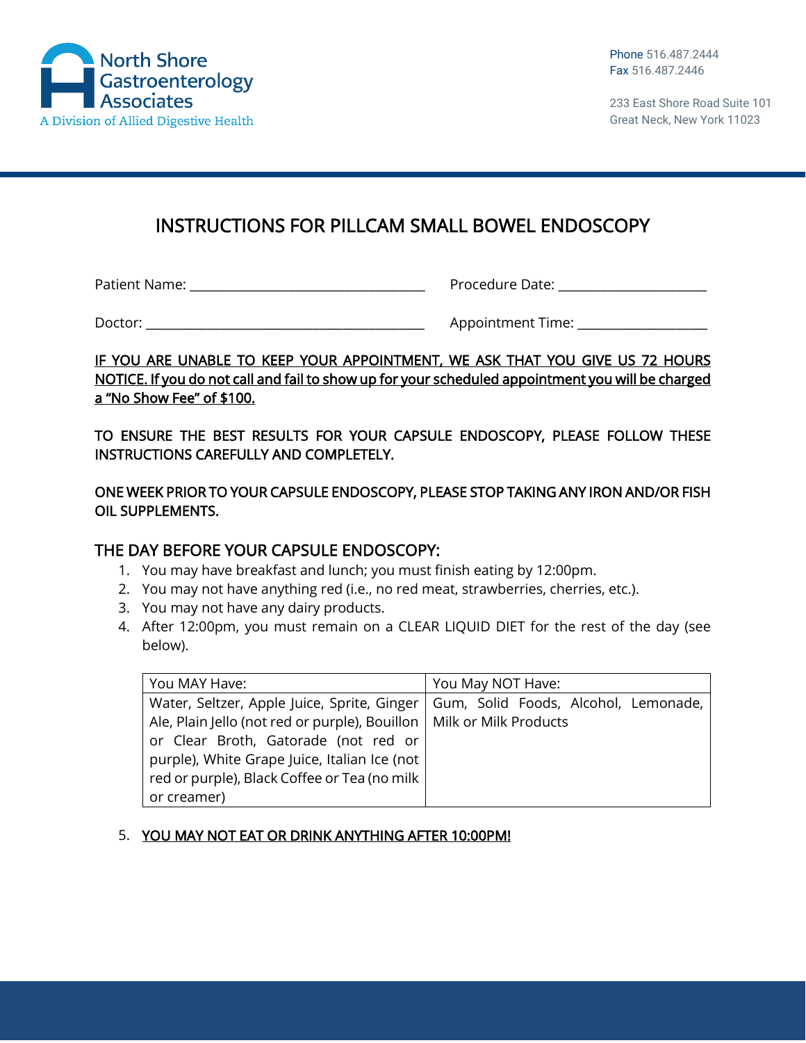North Shore Gastroenterology Associates
A Division of Allied Digestive Health

Phone 516.487.2444
Fax 516.487.2446

233 East Shore Road Suite 101
Great Neck, New York 11023

# INSTRUCTIONS FOR PILLCAM SMALL BOWEL ENDOSCOPY

Patient Name: ___________________________________ Procedure Date: ______________________

Doctor: __________________________________________ Appointment Time: ___________________

<u>IF YOU ARE UNABLE TO KEEP YOUR APPOINTMENT, WE ASK THAT YOU GIVE US 72 HOURS NOTICE. If you do not call and fail to show up for your scheduled appointment you will be charged a "No Show Fee" of $100.</u>

TO ENSURE THE BEST RESULTS FOR YOUR CAPSULE ENDOSCOPY, PLEASE FOLLOW THESE INSTRUCTIONS CAREFULLY AND COMPLETELY.

ONE WEEK PRIOR TO YOUR CAPSULE ENDOSCOPY, PLEASE STOP TAKING ANY IRON AND/OR FISH OIL SUPPLEMENTS.

## THE DAY BEFORE YOUR CAPSULE ENDOSCOPY:

1. You may have breakfast and lunch; you must finish eating by 12:00pm.
2. You may not have anything red (i.e., no red meat, strawberries, cherries, etc.).
3. You may not have any dairy products.
4. After 12:00pm, you must remain on a CLEAR LIQUID DIET for the rest of the day (see below).

| You MAY Have: | You May NOT Have: |
| --- | --- |
| Water, Seltzer, Apple Juice, Sprite, Ginger Ale, Plain Jello (not red or purple), Bouillon or Clear Broth, Gatorade (not red or purple), White Grape Juice, Italian Ice (not red or purple), Black Coffee or Tea (no milk or creamer) | Gum, Solid Foods, Alcohol, Lemonade, Milk or Milk Products |

5. <u>YOU MAY NOT EAT OR DRINK ANYTHING AFTER 10:00PM!</u>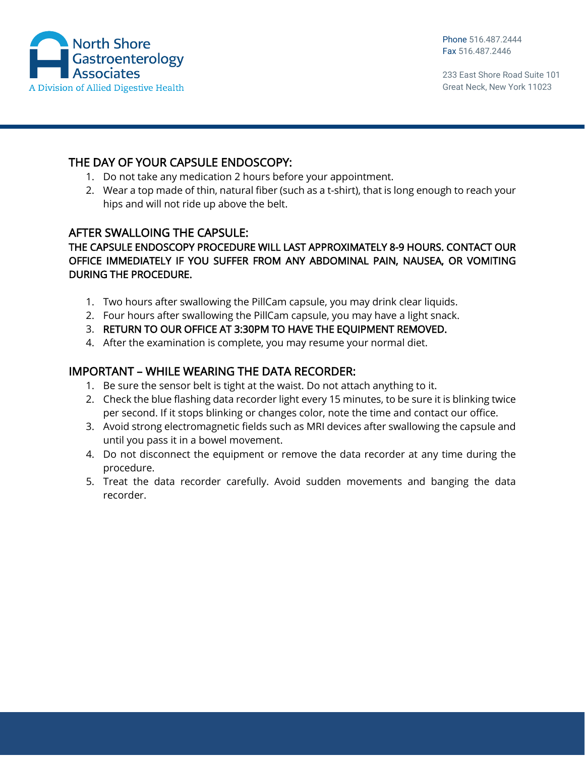## THE DAY OF YOUR CAPSULE ENDOSCOPY:

1. Do not take any medication 2 hours before your appointment.
2. Wear a top made of thin, natural fiber (such as a t-shirt), that is long enough to reach your hips and will not ride up above the belt.

## AFTER SWALLOING THE CAPSULE:

THE CAPSULE ENDOSCOPY PROCEDURE WILL LAST APPROXIMATELY 8-9 HOURS. CONTACT OUR OFFICE IMMEDIATELY IF YOU SUFFER FROM ANY ABDOMINAL PAIN, NAUSEA, OR VOMITING DURING THE PROCEDURE.

1. Two hours after swallowing the PillCam capsule, you may drink clear liquids.
2. Four hours after swallowing the PillCam capsule, you may have a light snack.
3. RETURN TO OUR OFFICE AT 3:30PM TO HAVE THE EQUIPMENT REMOVED.
4. After the examination is complete, you may resume your normal diet.

## IMPORTANT – WHILE WEARING THE DATA RECORDER:

1. Be sure the sensor belt is tight at the waist. Do not attach anything to it.
2. Check the blue flashing data recorder light every 15 minutes, to be sure it is blinking twice per second. If it stops blinking or changes color, note the time and contact our office.
3. Avoid strong electromagnetic fields such as MRI devices after swallowing the capsule and until you pass it in a bowel movement.
4. Do not disconnect the equipment or remove the data recorder at any time during the procedure.
5. Treat the data recorder carefully. Avoid sudden movements and banging the data recorder.